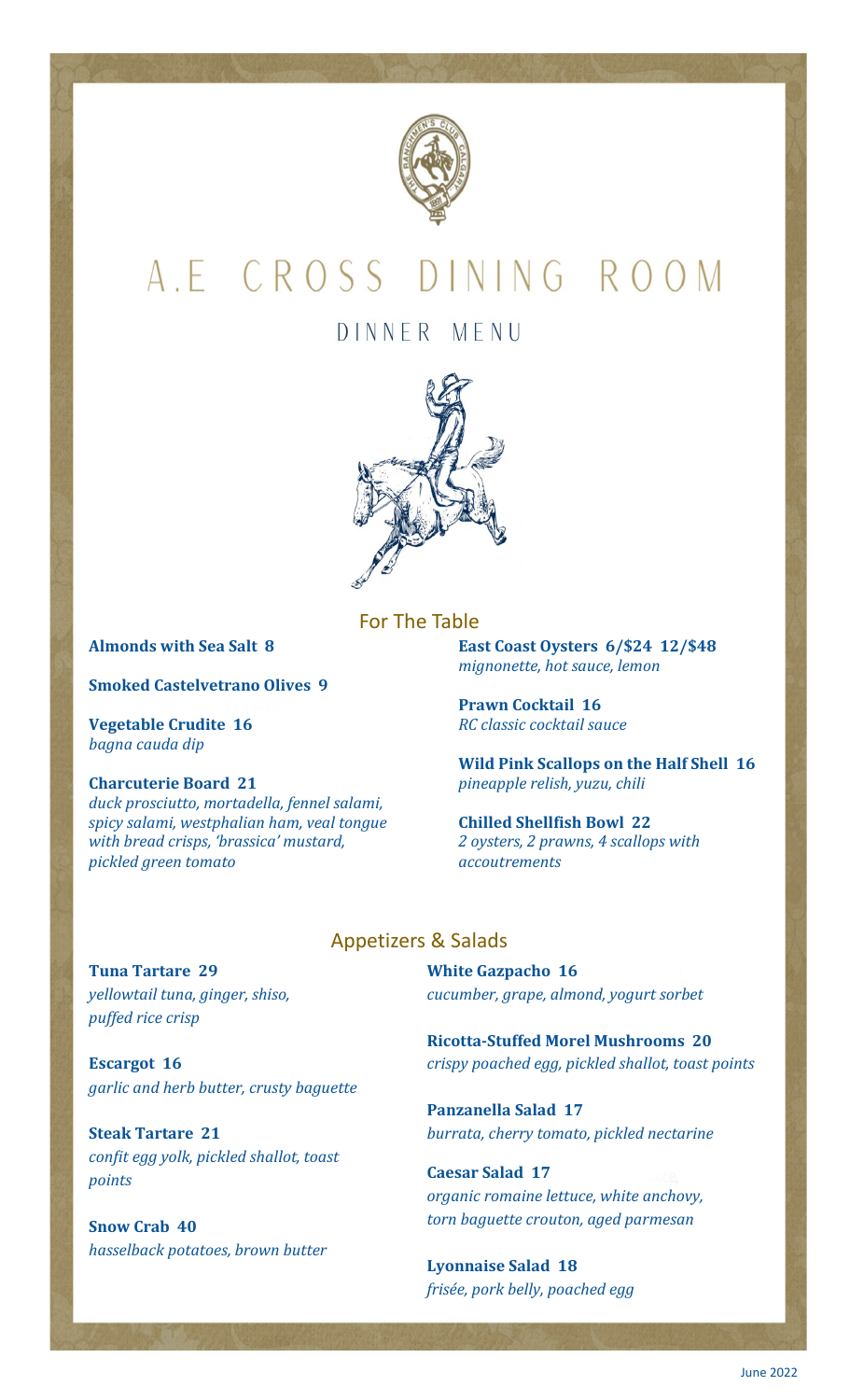# A.E CROSS DINING ROOM

## DINNER MENU

### For The Table

**Almonds with Sea Salt 8**

**Smoked Castelvetrano Olives 9**

**Vegetable Crudite 16**
*bagna cauda dip*

**Charcuterie Board 21**
*duck prosciutto, mortadella, fennel salami, spicy salami, westphalian ham, veal tongue with bread crisps, 'brassica' mustard, pickled green tomato*

**East Coast Oysters 6/$24 12/$48**
*mignonette, hot sauce, lemon*

**Prawn Cocktail 16**
*RC classic cocktail sauce*

**Wild Pink Scallops on the Half Shell 16**
*pineapple relish, yuzu, chili*

**Chilled Shellfish Bowl 22**
*2 oysters, 2 prawns, 4 scallops with accoutrements*

### Appetizers & Salads

**Tuna Tartare 29**
*yellowtail tuna, ginger, shiso, puffed rice crisp*

**Escargot 16**
*garlic and herb butter, crusty baguette*

**Steak Tartare 21**
*confit egg yolk, pickled shallot, toast points*

**Snow Crab 40**
*hasselback potatoes, brown butter*

**White Gazpacho 16**
*cucumber, grape, almond, yogurt sorbet*

**Ricotta-Stuffed Morel Mushrooms 20**
*crispy poached egg, pickled shallot, toast points*

**Panzanella Salad 17**
*burrata, cherry tomato, pickled nectarine*

**Caesar Salad 17**
*organic romaine lettuce, white anchovy, torn baguette crouton, aged parmesan*

**Lyonnaise Salad 18**
*frisée, pork belly, poached egg*

June 2022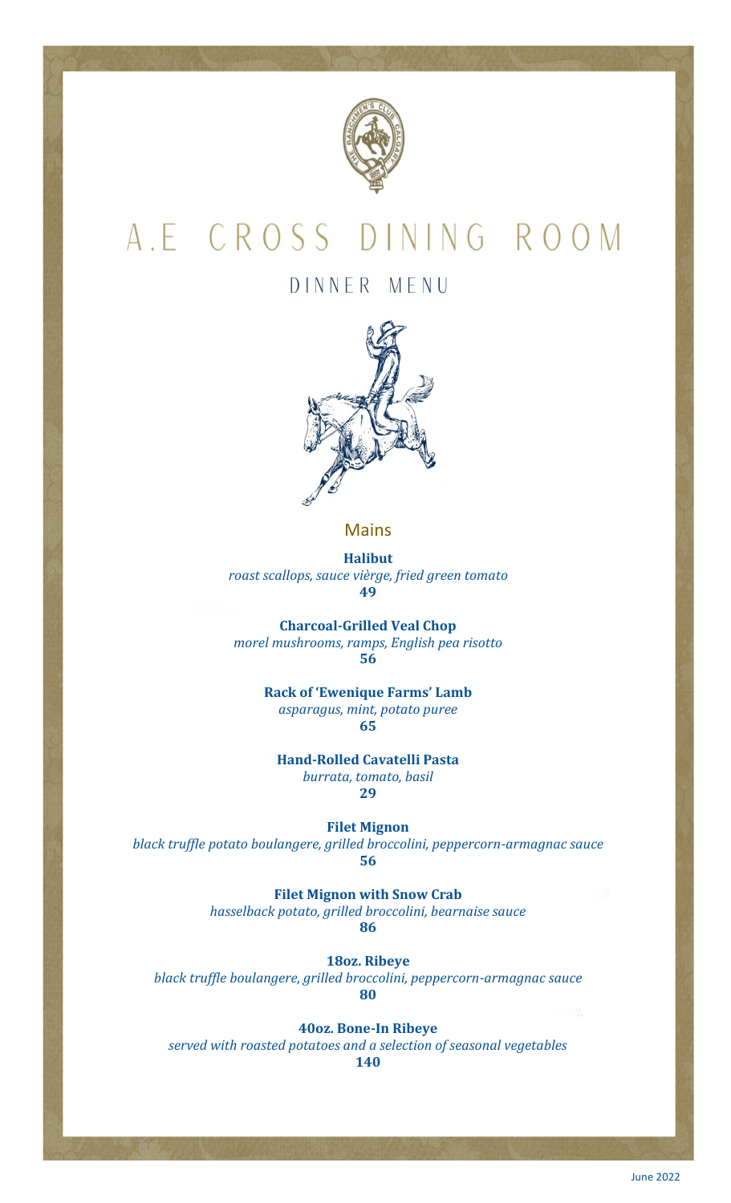# A.E CROSS DINING ROOM

## DINNER MENU

### Mains

**Halibut**
*roast scallops, sauce vièrge, fried green tomato*
**49**

**Charcoal-Grilled Veal Chop**
*morel mushrooms, ramps, English pea risotto*
**56**

**Rack of 'Ewenique Farms' Lamb**
*asparagus, mint, potato puree*
**65**

**Hand-Rolled Cavatelli Pasta**
*burrata, tomato, basil*
**29**

**Filet Mignon**
*black truffle potato boulangere, grilled broccolini, peppercorn-armagnac sauce*
**56**

**Filet Mignon with Snow Crab**
*hasselback potato, grilled broccolini, bearnaise sauce*
**86**

**18oz. Ribeye**
*black truffle boulangere, grilled broccolini, peppercorn-armagnac sauce*
**80**

**40oz. Bone-In Ribeye**
*served with roasted potatoes and a selection of seasonal vegetables*
**140**

June 2022